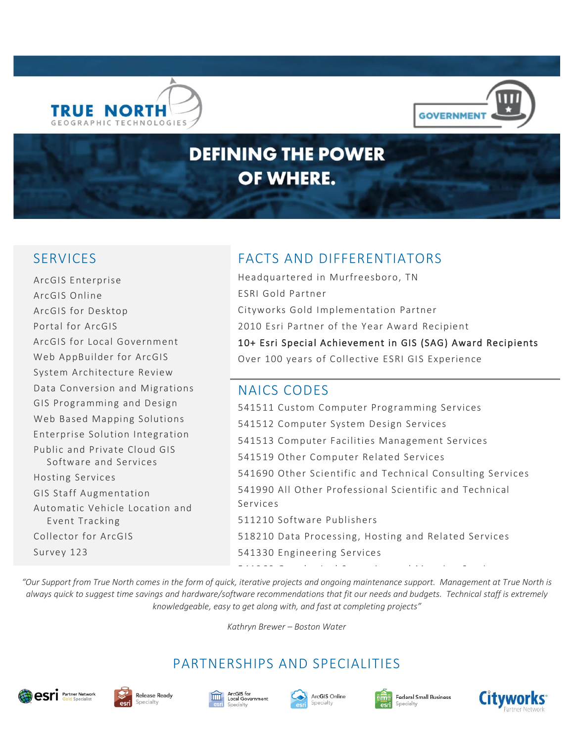TRUE NORTH
GEOGRAPHIC TECHNOLOGIES

GOVERNMENT

# DEFINING THE POWER OF WHERE.

## SERVICES

- ArcGIS Enterprise
- ArcGIS Online
- ArcGIS for Desktop
- Portal for ArcGIS
- ArcGIS for Local Government
- Web AppBuilder for ArcGIS
- System Architecture Review
- Data Conversion and Migrations
- GIS Programming and Design
- Web Based Mapping Solutions
- Enterprise Solution Integration
- Public and Private Cloud GIS Software and Services
- Hosting Services
- GIS Staff Augmentation
- Automatic Vehicle Location and Event Tracking
- Collector for ArcGIS
- Survey 123

## FACTS AND DIFFERENTIATORS

- Headquartered in Murfreesboro, TN
- ESRI Gold Partner
- Cityworks Gold Implementation Partner
- 2010 Esri Partner of the Year Award Recipient
- 10+ Esri Special Achievement in GIS (SAG) Award Recipients
- Over 100 years of Collective ESRI GIS Experience

## NAICS CODES

- 541511 Custom Computer Programming Services
- 541512 Computer System Design Services
- 541513 Computer Facilities Management Services
- 541519 Other Computer Related Services
- 541690 Other Scientific and Technical Consulting Services
- 541990 All Other Professional Scientific and Technical Services
- 511210 Software Publishers
- 518210 Data Processing, Hosting and Related Services
- 541330 Engineering Services

*"Our Support from True North comes in the form of quick, iterative projects and ongoing maintenance support. Management at True North is always quick to suggest time savings and hardware/software recommendations that fit our needs and budgets. Technical staff is extremely knowledgeable, easy to get along with, and fast at completing projects"*

*Kathryn Brewer – Boston Water*

## PARTNERSHIPS AND SPECIALITIES

esri Partner Network Gold Specialist | Release Ready Specialty | ArcGIS for Local Government Specialty | ArcGIS Online Specialty | Federal Small Business Specialty | Cityworks Partner Network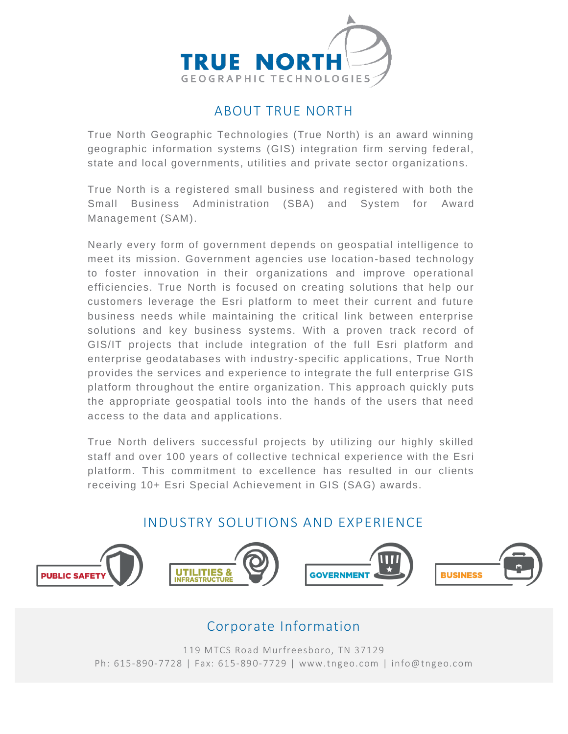TRUE NORTH
GEOGRAPHIC TECHNOLOGIES

## ABOUT TRUE NORTH

True North Geographic Technologies (True North) is an award winning geographic information systems (GIS) integration firm serving federal, state and local governments, utilities and private sector organizations.

True North is a registered small business and registered with both the Small Business Administration (SBA) and System for Award Management (SAM).

Nearly every form of government depends on geospatial intelligence to meet its mission. Government agencies use location-based technology to foster innovation in their organizations and improve operational efficiencies. True North is focused on creating solutions that help our customers leverage the Esri platform to meet their current and future business needs while maintaining the critical link between enterprise solutions and key business systems. With a proven track record of GIS/IT projects that include integration of the full Esri platform and enterprise geodatabases with industry-specific applications, True North provides the services and experience to integrate the full enterprise GIS platform throughout the entire organization. This approach quickly puts the appropriate geospatial tools into the hands of the users that need access to the data and applications.

True North delivers successful projects by utilizing our highly skilled staff and over 100 years of collective technical experience with the Esri platform. This commitment to excellence has resulted in our clients receiving 10+ Esri Special Achievement in GIS (SAG) awards.

## INDUSTRY SOLUTIONS AND EXPERIENCE

PUBLIC SAFETY

UTILITIES & INFRASTRUCTURE

GOVERNMENT

BUSINESS

## Corporate Information

119 MTCS Road Murfreesboro, TN 37129
Ph: 615-890-7728 | Fax: 615-890-7729 | www.tngeo.com | info@tngeo.com